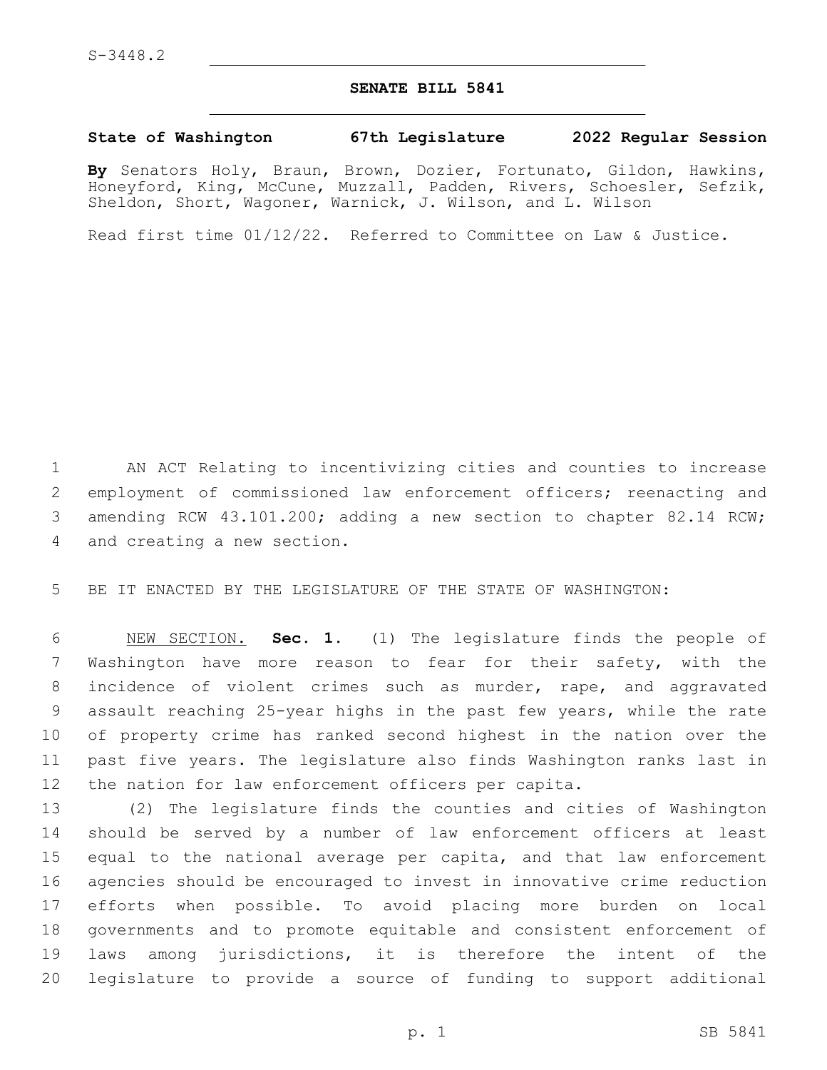S-3448.2

# SENATE BILL 5841

**State of Washington 67th Legislature 2022 Regular Session**

**By** Senators Holy, Braun, Brown, Dozier, Fortunato, Gildon, Hawkins, Honeyford, King, McCune, Muzzall, Padden, Rivers, Schoesler, Sefzik, Sheldon, Short, Wagoner, Warnick, J. Wilson, and L. Wilson

Read first time 01/12/22. Referred to Committee on Law & Justice.

AN ACT Relating to incentivizing cities and counties to increase employment of commissioned law enforcement officers; reenacting and amending RCW 43.101.200; adding a new section to chapter 82.14 RCW; and creating a new section.

BE IT ENACTED BY THE LEGISLATURE OF THE STATE OF WASHINGTON:

NEW SECTION. **Sec. 1.** (1) The legislature finds the people of Washington have more reason to fear for their safety, with the incidence of violent crimes such as murder, rape, and aggravated assault reaching 25-year highs in the past few years, while the rate of property crime has ranked second highest in the nation over the past five years. The legislature also finds Washington ranks last in the nation for law enforcement officers per capita.

(2) The legislature finds the counties and cities of Washington should be served by a number of law enforcement officers at least equal to the national average per capita, and that law enforcement agencies should be encouraged to invest in innovative crime reduction efforts when possible. To avoid placing more burden on local governments and to promote equitable and consistent enforcement of laws among jurisdictions, it is therefore the intent of the legislature to provide a source of funding to support additional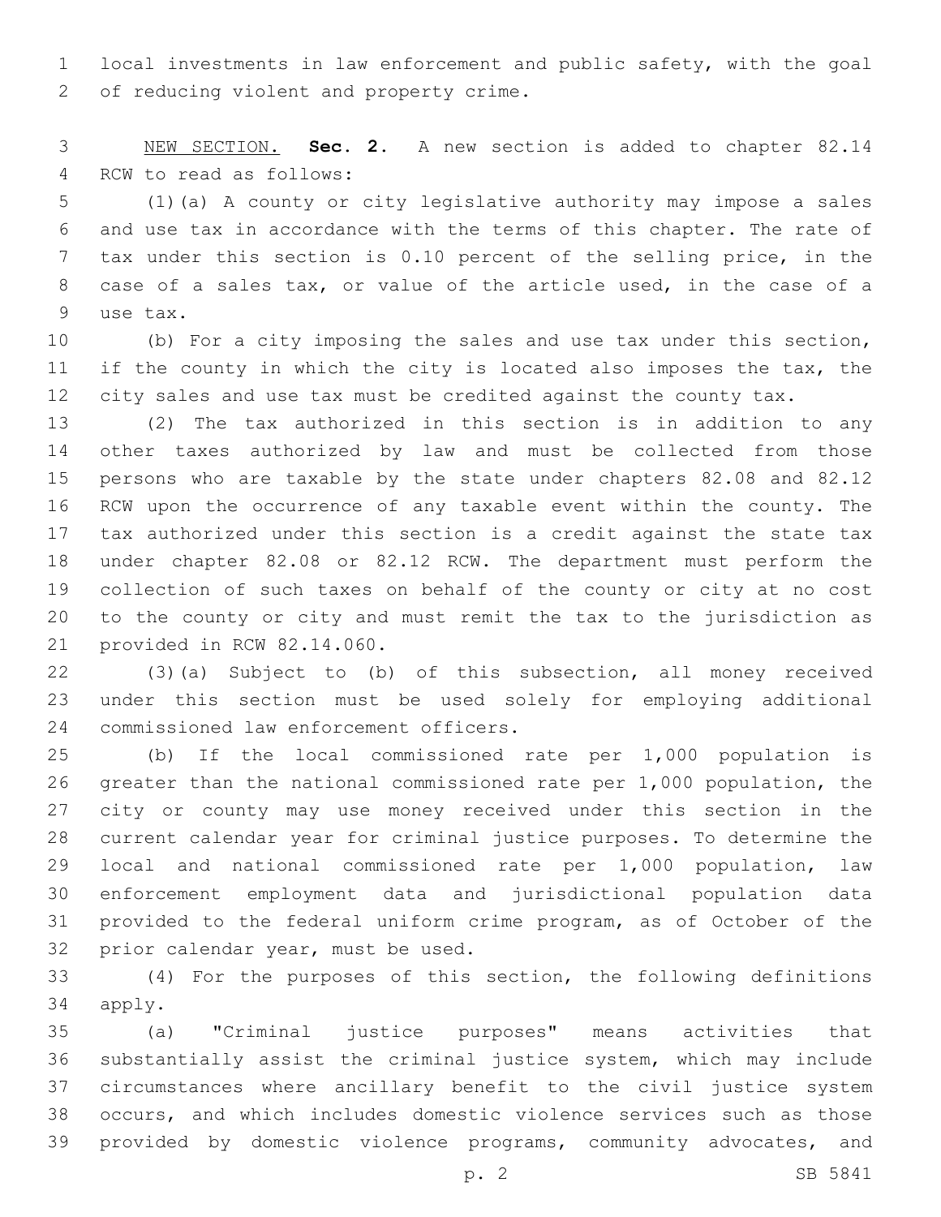local investments in law enforcement and public safety, with the goal of reducing violent and property crime.

NEW SECTION. **Sec. 2.** A new section is added to chapter 82.14 RCW to read as follows:

(1)(a) A county or city legislative authority may impose a sales and use tax in accordance with the terms of this chapter. The rate of tax under this section is 0.10 percent of the selling price, in the case of a sales tax, or value of the article used, in the case of a use tax.

(b) For a city imposing the sales and use tax under this section, if the county in which the city is located also imposes the tax, the city sales and use tax must be credited against the county tax.

(2) The tax authorized in this section is in addition to any other taxes authorized by law and must be collected from those persons who are taxable by the state under chapters 82.08 and 82.12 RCW upon the occurrence of any taxable event within the county. The tax authorized under this section is a credit against the state tax under chapter 82.08 or 82.12 RCW. The department must perform the collection of such taxes on behalf of the county or city at no cost to the county or city and must remit the tax to the jurisdiction as provided in RCW 82.14.060.

(3)(a) Subject to (b) of this subsection, all money received under this section must be used solely for employing additional commissioned law enforcement officers.

(b) If the local commissioned rate per 1,000 population is greater than the national commissioned rate per 1,000 population, the city or county may use money received under this section in the current calendar year for criminal justice purposes. To determine the local and national commissioned rate per 1,000 population, law enforcement employment data and jurisdictional population data provided to the federal uniform crime program, as of October of the prior calendar year, must be used.

(4) For the purposes of this section, the following definitions apply.

(a) "Criminal justice purposes" means activities that substantially assist the criminal justice system, which may include circumstances where ancillary benefit to the civil justice system occurs, and which includes domestic violence services such as those provided by domestic violence programs, community advocates, and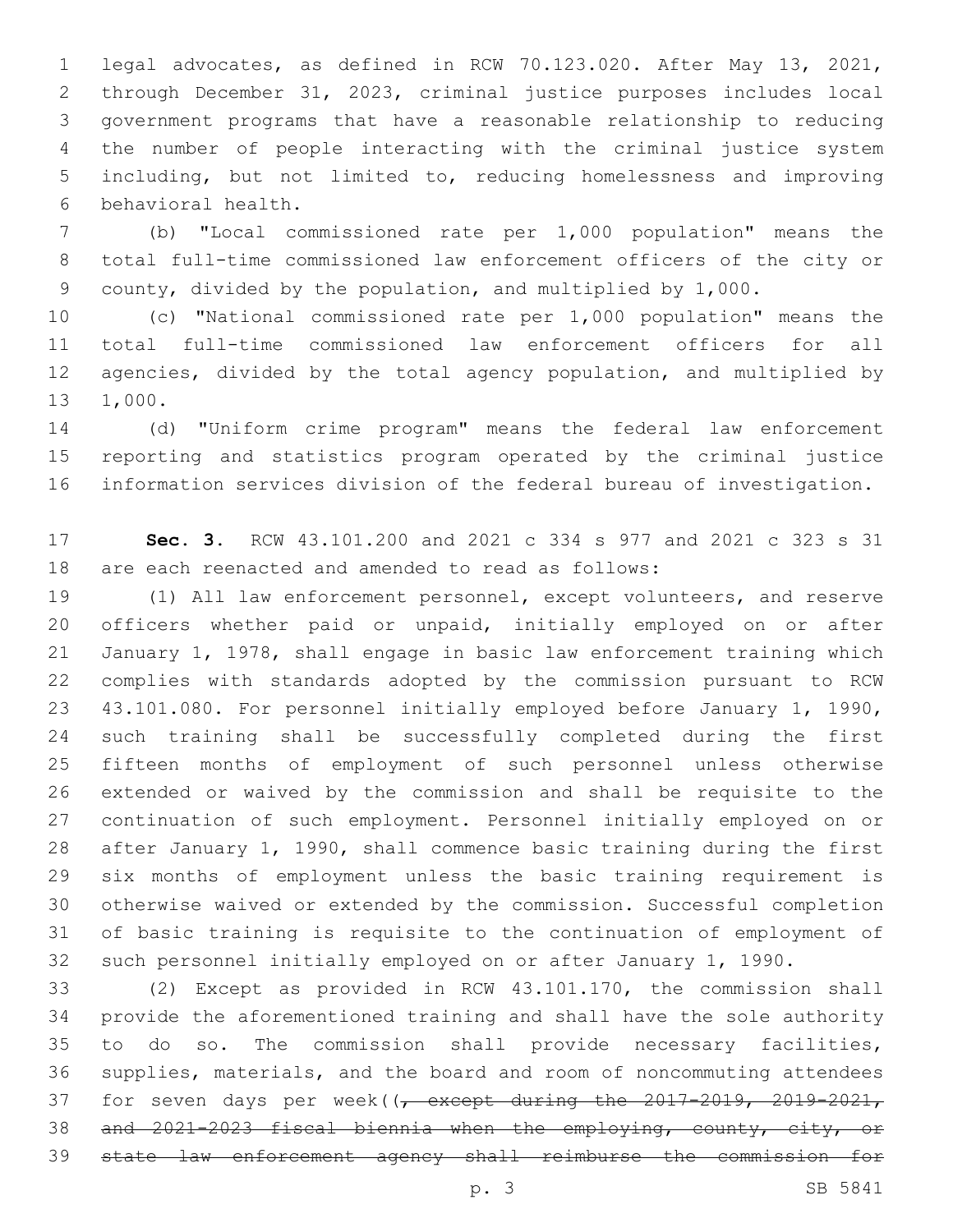legal advocates, as defined in RCW 70.123.020. After May 13, 2021, through December 31, 2023, criminal justice purposes includes local government programs that have a reasonable relationship to reducing the number of people interacting with the criminal justice system including, but not limited to, reducing homelessness and improving behavioral health.

(b) "Local commissioned rate per 1,000 population" means the total full-time commissioned law enforcement officers of the city or county, divided by the population, and multiplied by 1,000.

(c) "National commissioned rate per 1,000 population" means the total full-time commissioned law enforcement officers for all agencies, divided by the total agency population, and multiplied by 1,000.

(d) "Uniform crime program" means the federal law enforcement reporting and statistics program operated by the criminal justice information services division of the federal bureau of investigation.

**Sec. 3.** RCW 43.101.200 and 2021 c 334 s 977 and 2021 c 323 s 31 are each reenacted and amended to read as follows:

(1) All law enforcement personnel, except volunteers, and reserve officers whether paid or unpaid, initially employed on or after January 1, 1978, shall engage in basic law enforcement training which complies with standards adopted by the commission pursuant to RCW 43.101.080. For personnel initially employed before January 1, 1990, such training shall be successfully completed during the first fifteen months of employment of such personnel unless otherwise extended or waived by the commission and shall be requisite to the continuation of such employment. Personnel initially employed on or after January 1, 1990, shall commence basic training during the first six months of employment unless the basic training requirement is otherwise waived or extended by the commission. Successful completion of basic training is requisite to the continuation of employment of such personnel initially employed on or after January 1, 1990.

(2) Except as provided in RCW 43.101.170, the commission shall provide the aforementioned training and shall have the sole authority to do so. The commission shall provide necessary facilities, supplies, materials, and the board and room of noncommuting attendees for seven days per week((~~, except during the 2017-2019, 2019-2021, and 2021-2023 fiscal biennia when the employing, county, city, or state law enforcement agency shall reimburse the commission for~~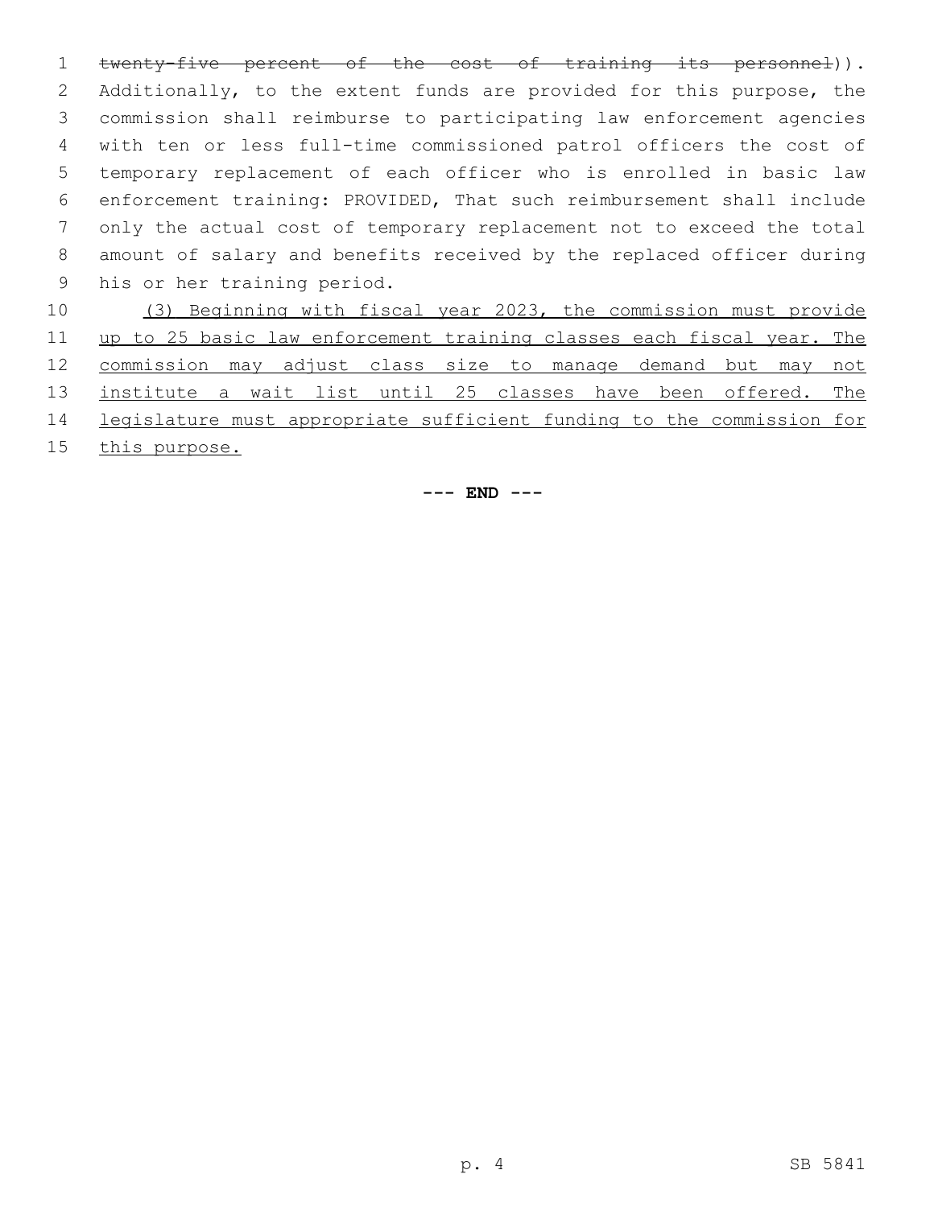~~twenty-five percent of the cost of training its personnel~~)). Additionally, to the extent funds are provided for this purpose, the commission shall reimburse to participating law enforcement agencies with ten or less full-time commissioned patrol officers the cost of temporary replacement of each officer who is enrolled in basic law enforcement training: PROVIDED, That such reimbursement shall include only the actual cost of temporary replacement not to exceed the total amount of salary and benefits received by the replaced officer during his or her training period.

<u>(3) Beginning with fiscal year 2023, the commission must provide up to 25 basic law enforcement training classes each fiscal year. The commission may adjust class size to manage demand but may not institute a wait list until 25 classes have been offered. The legislature must appropriate sufficient funding to the commission for this purpose.</u>

**--- END ---**